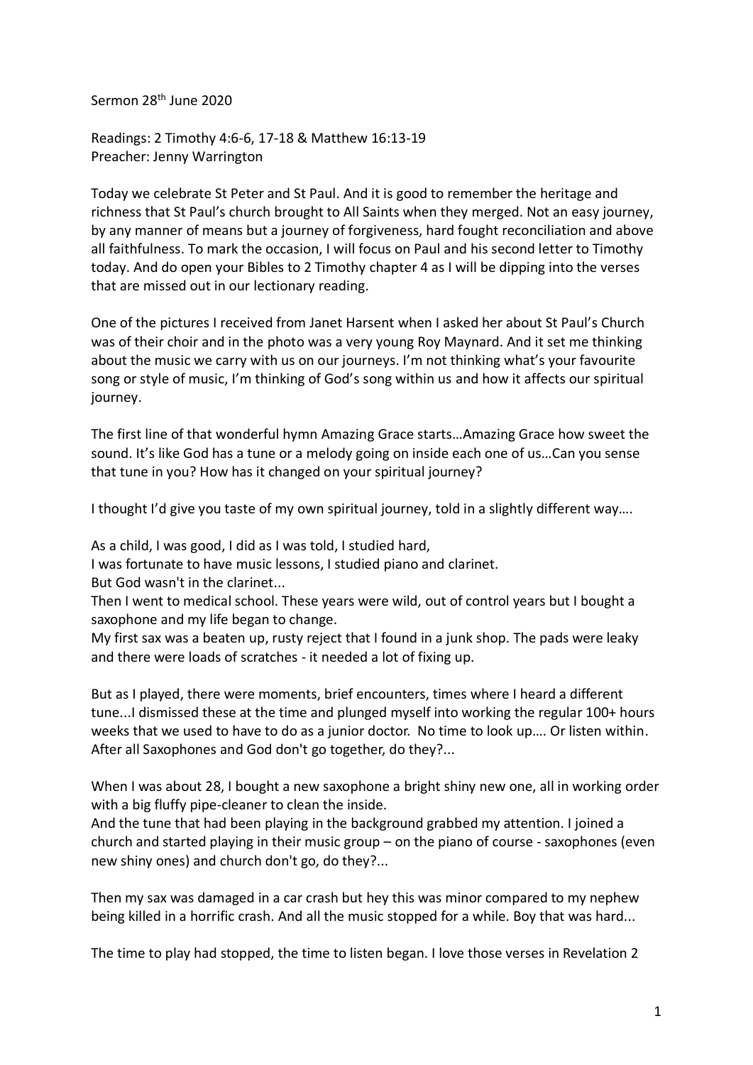Sermon 28th June 2020

Readings: 2 Timothy 4:6-6, 17-18 & Matthew 16:13-19
Preacher: Jenny Warrington

Today we celebrate St Peter and St Paul. And it is good to remember the heritage and richness that St Paul's church brought to All Saints when they merged. Not an easy journey, by any manner of means but a journey of forgiveness, hard fought reconciliation and above all faithfulness. To mark the occasion, I will focus on Paul and his second letter to Timothy today. And do open your Bibles to 2 Timothy chapter 4 as I will be dipping into the verses that are missed out in our lectionary reading.

One of the pictures I received from Janet Harsent when I asked her about St Paul's Church was of their choir and in the photo was a very young Roy Maynard. And it set me thinking about the music we carry with us on our journeys. I'm not thinking what's your favourite song or style of music, I'm thinking of God's song within us and how it affects our spiritual journey.

The first line of that wonderful hymn Amazing Grace starts…Amazing Grace how sweet the sound. It's like God has a tune or a melody going on inside each one of us…Can you sense that tune in you? How has it changed on your spiritual journey?

I thought I'd give you taste of my own spiritual journey, told in a slightly different way….

As a child, I was good, I did as I was told, I studied hard,
I was fortunate to have music lessons, I studied piano and clarinet.
But God wasn't in the clarinet...
Then I went to medical school. These years were wild, out of control years but I bought a saxophone and my life began to change.
My first sax was a beaten up, rusty reject that I found in a junk shop. The pads were leaky and there were loads of scratches - it needed a lot of fixing up.

But as I played, there were moments, brief encounters, times where I heard a different tune...I dismissed these at the time and plunged myself into working the regular 100+ hours weeks that we used to have to do as a junior doctor. No time to look up…. Or listen within. After all Saxophones and God don't go together, do they?...

When I was about 28, I bought a new saxophone a bright shiny new one, all in working order with a big fluffy pipe-cleaner to clean the inside.
And the tune that had been playing in the background grabbed my attention. I joined a church and started playing in their music group – on the piano of course - saxophones (even new shiny ones) and church don't go, do they?...

Then my sax was damaged in a car crash but hey this was minor compared to my nephew being killed in a horrific crash. And all the music stopped for a while. Boy that was hard...

The time to play had stopped, the time to listen began. I love those verses in Revelation 2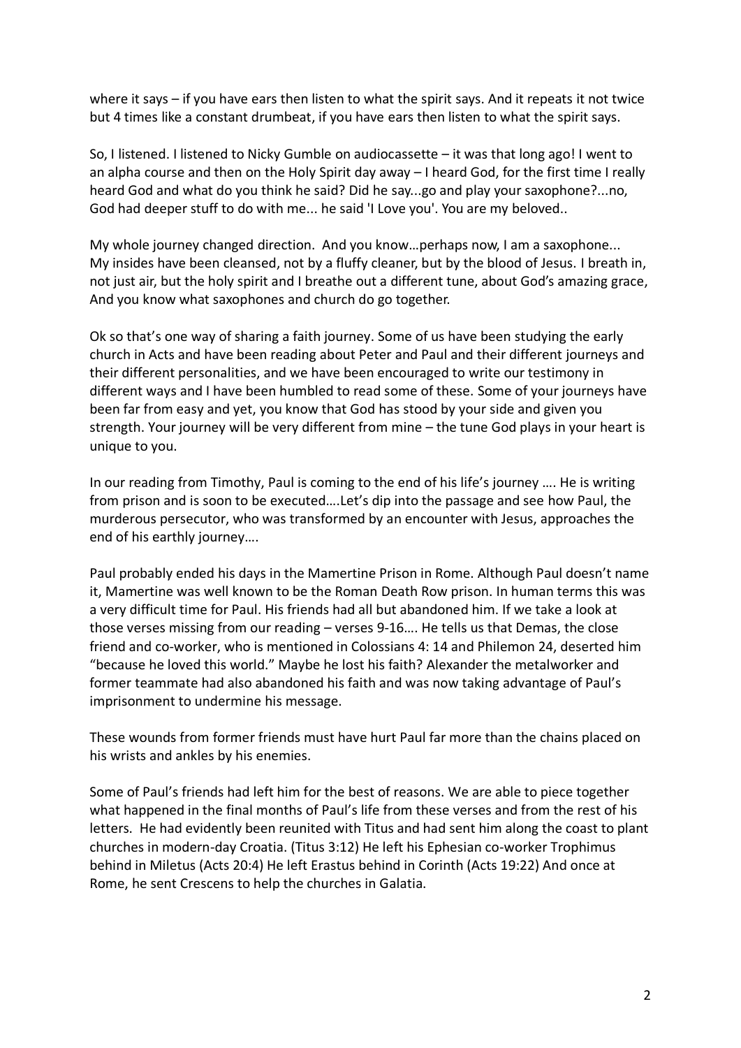where it says – if you have ears then listen to what the spirit says. And it repeats it not twice but 4 times like a constant drumbeat, if you have ears then listen to what the spirit says.

So, I listened. I listened to Nicky Gumble on audiocassette – it was that long ago! I went to an alpha course and then on the Holy Spirit day away – I heard God, for the first time I really heard God and what do you think he said? Did he say...go and play your saxophone?...no, God had deeper stuff to do with me... he said 'I Love you'. You are my beloved..

My whole journey changed direction. And you know…perhaps now, I am a saxophone... My insides have been cleansed, not by a fluffy cleaner, but by the blood of Jesus. I breath in, not just air, but the holy spirit and I breathe out a different tune, about God's amazing grace, And you know what saxophones and church do go together.

Ok so that's one way of sharing a faith journey. Some of us have been studying the early church in Acts and have been reading about Peter and Paul and their different journeys and their different personalities, and we have been encouraged to write our testimony in different ways and I have been humbled to read some of these. Some of your journeys have been far from easy and yet, you know that God has stood by your side and given you strength. Your journey will be very different from mine – the tune God plays in your heart is unique to you.

In our reading from Timothy, Paul is coming to the end of his life's journey …. He is writing from prison and is soon to be executed….Let's dip into the passage and see how Paul, the murderous persecutor, who was transformed by an encounter with Jesus, approaches the end of his earthly journey….

Paul probably ended his days in the Mamertine Prison in Rome. Although Paul doesn't name it, Mamertine was well known to be the Roman Death Row prison. In human terms this was a very difficult time for Paul. His friends had all but abandoned him. If we take a look at those verses missing from our reading – verses 9-16…. He tells us that Demas, the close friend and co-worker, who is mentioned in Colossians 4: 14 and Philemon 24, deserted him "because he loved this world." Maybe he lost his faith? Alexander the metalworker and former teammate had also abandoned his faith and was now taking advantage of Paul's imprisonment to undermine his message.

These wounds from former friends must have hurt Paul far more than the chains placed on his wrists and ankles by his enemies.

Some of Paul's friends had left him for the best of reasons. We are able to piece together what happened in the final months of Paul's life from these verses and from the rest of his letters. He had evidently been reunited with Titus and had sent him along the coast to plant churches in modern-day Croatia. (Titus 3:12) He left his Ephesian co-worker Trophimus behind in Miletus (Acts 20:4) He left Erastus behind in Corinth (Acts 19:22) And once at Rome, he sent Crescens to help the churches in Galatia.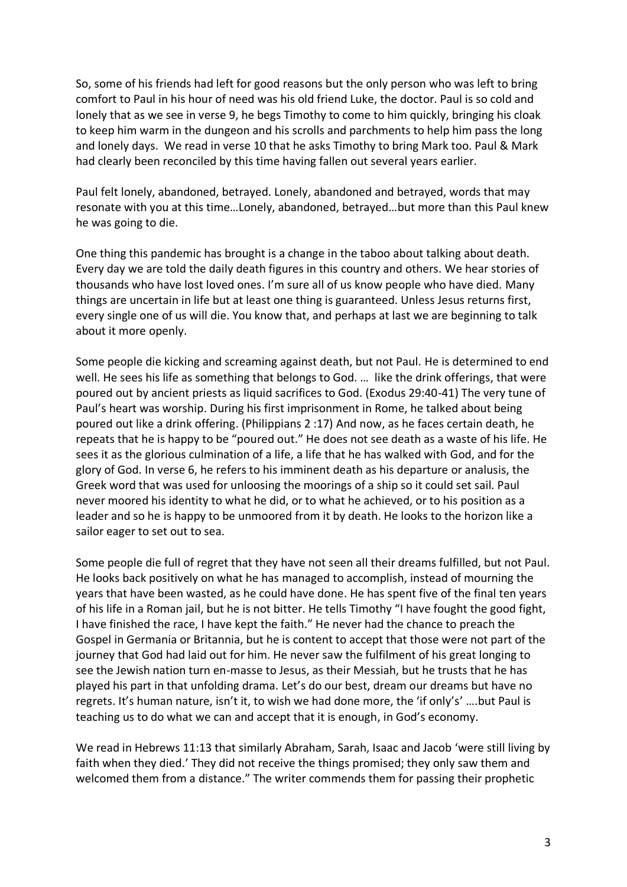So, some of his friends had left for good reasons but the only person who was left to bring comfort to Paul in his hour of need was his old friend Luke, the doctor. Paul is so cold and lonely that as we see in verse 9, he begs Timothy to come to him quickly, bringing his cloak to keep him warm in the dungeon and his scrolls and parchments to help him pass the long and lonely days. We read in verse 10 that he asks Timothy to bring Mark too. Paul & Mark had clearly been reconciled by this time having fallen out several years earlier.

Paul felt lonely, abandoned, betrayed. Lonely, abandoned and betrayed, words that may resonate with you at this time…Lonely, abandoned, betrayed…but more than this Paul knew he was going to die.

One thing this pandemic has brought is a change in the taboo about talking about death. Every day we are told the daily death figures in this country and others. We hear stories of thousands who have lost loved ones. I'm sure all of us know people who have died. Many things are uncertain in life but at least one thing is guaranteed. Unless Jesus returns first, every single one of us will die. You know that, and perhaps at last we are beginning to talk about it more openly.

Some people die kicking and screaming against death, but not Paul. He is determined to end well. He sees his life as something that belongs to God. … like the drink offerings, that were poured out by ancient priests as liquid sacrifices to God. (Exodus 29:40-41) The very tune of Paul's heart was worship. During his first imprisonment in Rome, he talked about being poured out like a drink offering. (Philippians 2 :17) And now, as he faces certain death, he repeats that he is happy to be "poured out." He does not see death as a waste of his life. He sees it as the glorious culmination of a life, a life that he has walked with God, and for the glory of God. In verse 6, he refers to his imminent death as his departure or analusis, the Greek word that was used for unloosing the moorings of a ship so it could set sail. Paul never moored his identity to what he did, or to what he achieved, or to his position as a leader and so he is happy to be unmoored from it by death. He looks to the horizon like a sailor eager to set out to sea.

Some people die full of regret that they have not seen all their dreams fulfilled, but not Paul. He looks back positively on what he has managed to accomplish, instead of mourning the years that have been wasted, as he could have done. He has spent five of the final ten years of his life in a Roman jail, but he is not bitter. He tells Timothy "I have fought the good fight, I have finished the race, I have kept the faith." He never had the chance to preach the Gospel in Germania or Britannia, but he is content to accept that those were not part of the journey that God had laid out for him. He never saw the fulfilment of his great longing to see the Jewish nation turn en-masse to Jesus, as their Messiah, but he trusts that he has played his part in that unfolding drama. Let's do our best, dream our dreams but have no regrets. It's human nature, isn't it, to wish we had done more, the 'if only's' ….but Paul is teaching us to do what we can and accept that it is enough, in God's economy.

We read in Hebrews 11:13 that similarly Abraham, Sarah, Isaac and Jacob 'were still living by faith when they died.' They did not receive the things promised; they only saw them and welcomed them from a distance." The writer commends them for passing their prophetic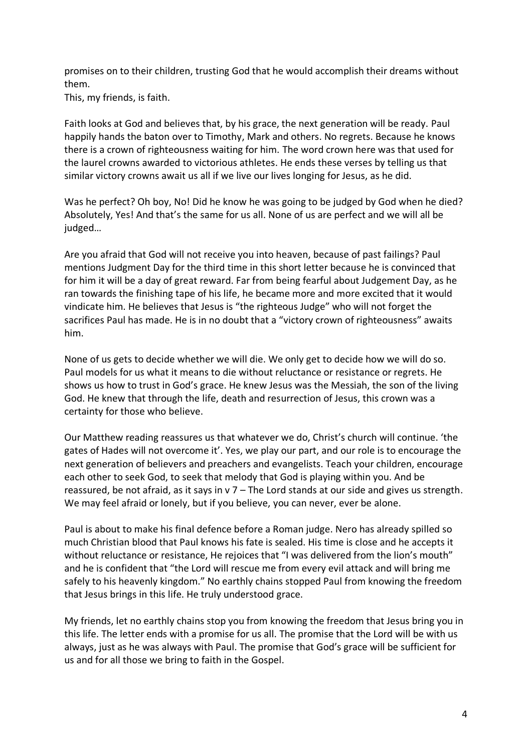promises on to their children, trusting God that he would accomplish their dreams without them.
This, my friends, is faith.

Faith looks at God and believes that, by his grace, the next generation will be ready. Paul happily hands the baton over to Timothy, Mark and others. No regrets. Because he knows there is a crown of righteousness waiting for him. The word crown here was that used for the laurel crowns awarded to victorious athletes. He ends these verses by telling us that similar victory crowns await us all if we live our lives longing for Jesus, as he did.

Was he perfect? Oh boy, No! Did he know he was going to be judged by God when he died? Absolutely, Yes! And that's the same for us all. None of us are perfect and we will all be judged…

Are you afraid that God will not receive you into heaven, because of past failings? Paul mentions Judgment Day for the third time in this short letter because he is convinced that for him it will be a day of great reward. Far from being fearful about Judgement Day, as he ran towards the finishing tape of his life, he became more and more excited that it would vindicate him. He believes that Jesus is "the righteous Judge" who will not forget the sacrifices Paul has made. He is in no doubt that a "victory crown of righteousness" awaits him.

None of us gets to decide whether we will die. We only get to decide how we will do so. Paul models for us what it means to die without reluctance or resistance or regrets. He shows us how to trust in God's grace. He knew Jesus was the Messiah, the son of the living God. He knew that through the life, death and resurrection of Jesus, this crown was a certainty for those who believe.

Our Matthew reading reassures us that whatever we do, Christ's church will continue. 'the gates of Hades will not overcome it'. Yes, we play our part, and our role is to encourage the next generation of believers and preachers and evangelists. Teach your children, encourage each other to seek God, to seek that melody that God is playing within you. And be reassured, be not afraid, as it says in v 7 – The Lord stands at our side and gives us strength. We may feel afraid or lonely, but if you believe, you can never, ever be alone.

Paul is about to make his final defence before a Roman judge. Nero has already spilled so much Christian blood that Paul knows his fate is sealed. His time is close and he accepts it without reluctance or resistance, He rejoices that "I was delivered from the lion's mouth" and he is confident that "the Lord will rescue me from every evil attack and will bring me safely to his heavenly kingdom." No earthly chains stopped Paul from knowing the freedom that Jesus brings in this life. He truly understood grace.

My friends, let no earthly chains stop you from knowing the freedom that Jesus bring you in this life. The letter ends with a promise for us all. The promise that the Lord will be with us always, just as he was always with Paul. The promise that God's grace will be sufficient for us and for all those we bring to faith in the Gospel.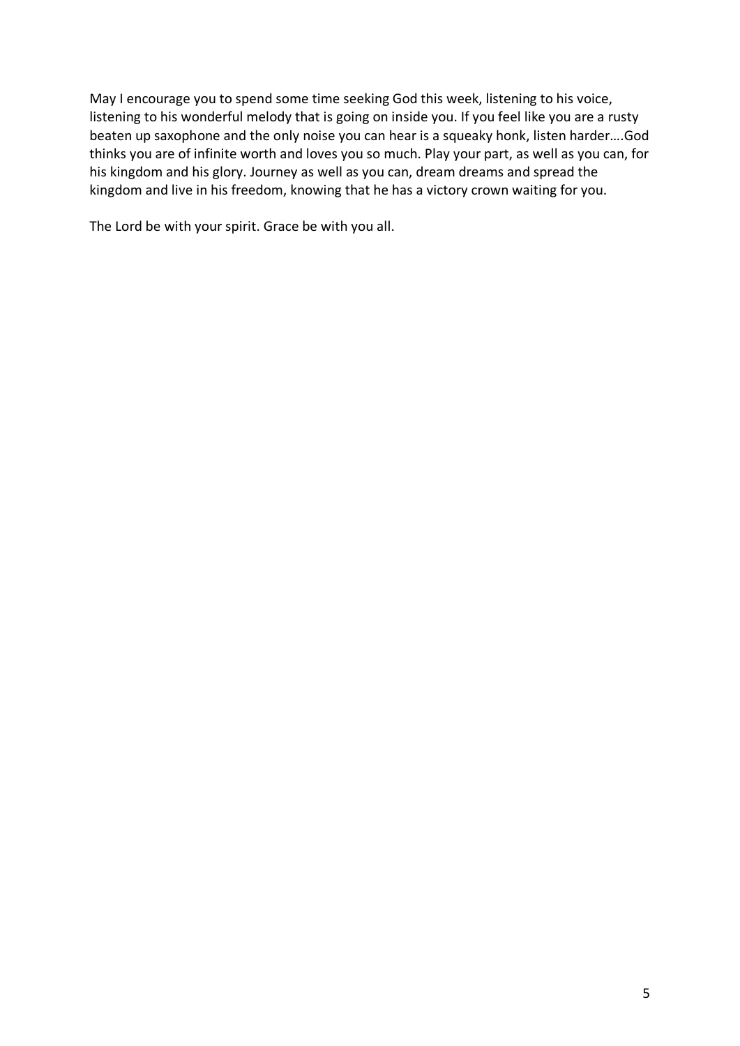May I encourage you to spend some time seeking God this week, listening to his voice, listening to his wonderful melody that is going on inside you. If you feel like you are a rusty beaten up saxophone and the only noise you can hear is a squeaky honk, listen harder….God thinks you are of infinite worth and loves you so much. Play your part, as well as you can, for his kingdom and his glory. Journey as well as you can, dream dreams and spread the kingdom and live in his freedom, knowing that he has a victory crown waiting for you.

The Lord be with your spirit. Grace be with you all.